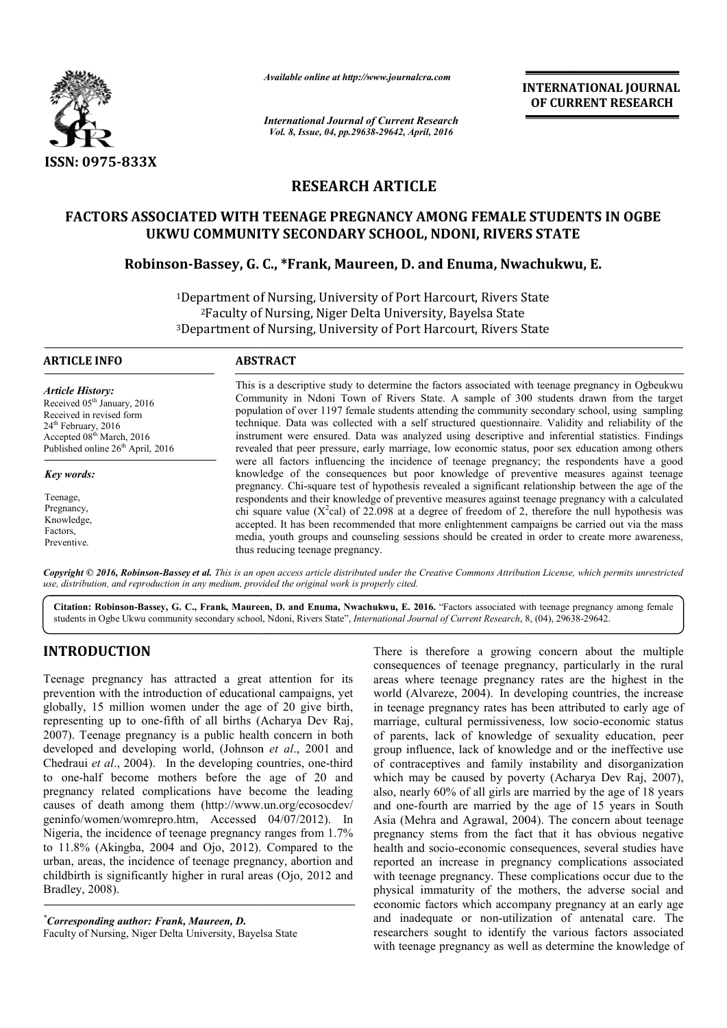# RESEARCH ARTICLE

## FACTORS ASSOCIATED WITH TEENAGE PREGNANCY AMONG FEMALE STUDENTS IN OGBE UKWU COMMUNITY SECONDARY SCHOOL, NDONI, RIVERS STATE

**Robinson-Bassey, G. C., *Frank, Maureen, D. and Enuma, Nwachukwu, E.**

[1]Department of Nursing, University of Port Harcourt, Rivers State
[2]Faculty of Nursing, Niger Delta University, Bayelsa State
[3]Department of Nursing, University of Port Harcourt, Rivers State

### ARTICLE INFO

*Article History:*
Received 05th January, 2016
Received in revised form 24th February, 2016
Accepted 08th March, 2016
Published online 26th April, 2016

*Key words:*
Teenage, Pregnancy, Knowledge, Factors, Preventive.

### ABSTRACT

This is a descriptive study to determine the factors associated with teenage pregnancy in Ogbeukwu Community in Ndoni Town of Rivers State. A sample of 300 students drawn from the target population of over 1197 female students attending the community secondary school, using sampling technique. Data was collected with a self structured questionnaire. Validity and reliability of the instrument were ensured. Data was analyzed using descriptive and inferential statistics. Findings revealed that peer pressure, early marriage, low economic status, poor sex education among others were all factors influencing the incidence of teenage pregnancy; the respondents have a good knowledge of the consequences but poor knowledge of preventive measures against teenage pregnancy. Chi-square test of hypothesis revealed a significant relationship between the age of the respondents and their knowledge of preventive measures against teenage pregnancy with a calculated chi square value ($X^2$cal) of 22.098 at a degree of freedom of 2, therefore the null hypothesis was accepted. It has been recommended that more enlightenment campaigns be carried out via the mass media, youth groups and counseling sessions should be created in order to create more awareness, thus reducing teenage pregnancy.

*Copyright © 2016, Robinson-Bassey et al. This is an open access article distributed under the Creative Commons Attribution License, which permits unrestricted use, distribution, and reproduction in any medium, provided the original work is properly cited.*

**Citation: Robinson-Bassey, G. C., Frank, Maureen, D. and Enuma, Nwachukwu, E. 2016.** "Factors associated with teenage pregnancy among female students in Ogbe Ukwu community secondary school, Ndoni, Rivers State", *International Journal of Current Research*, 8, (04), 29638-29642.

## INTRODUCTION

Teenage pregnancy has attracted a great attention for its prevention with the introduction of educational campaigns, yet globally, 15 million women under the age of 20 give birth, representing up to one-fifth of all births (Acharya Dev Raj, 2007). Teenage pregnancy is a public health concern in both developed and developing world, (Johnson *et al*., 2001 and Chedraui *et al*., 2004). In the developing countries, one-third to one-half become mothers before the age of 20 and pregnancy related complications have become the leading causes of death among them (http://www.un.org/ecosocdev/geninfo/women/womrepro.htm, Accessed 04/07/2012). In Nigeria, the incidence of teenage pregnancy ranges from 1.7% to 11.8% (Akingba, 2004 and Ojo, 2012). Compared to the urban, areas, the incidence of teenage pregnancy, abortion and childbirth is significantly higher in rural areas (Ojo, 2012 and Bradley, 2008).

There is therefore a growing concern about the multiple consequences of teenage pregnancy, particularly in the rural areas where teenage pregnancy rates are the highest in the world (Alvareze, 2004). In developing countries, the increase in teenage pregnancy rates has been attributed to early age of marriage, cultural permissiveness, low socio-economic status of parents, lack of knowledge of sexuality education, peer group influence, lack of knowledge and or the ineffective use of contraceptives and family instability and disorganization which may be caused by poverty (Acharya Dev Raj, 2007), also, nearly 60% of all girls are married by the age of 18 years and one-fourth are married by the age of 15 years in South Asia (Mehra and Agrawal, 2004). The concern about teenage pregnancy stems from the fact that it has obvious negative health and socio-economic consequences, several studies have reported an increase in pregnancy complications associated with teenage pregnancy. These complications occur due to the physical immaturity of the mothers, the adverse social and economic factors which accompany pregnancy at an early age and inadequate or non-utilization of antenatal care. The researchers sought to identify the various factors associated with teenage pregnancy as well as determine the knowledge of

*Corresponding author: Frank, Maureen, D.*
Faculty of Nursing, Niger Delta University, Bayelsa State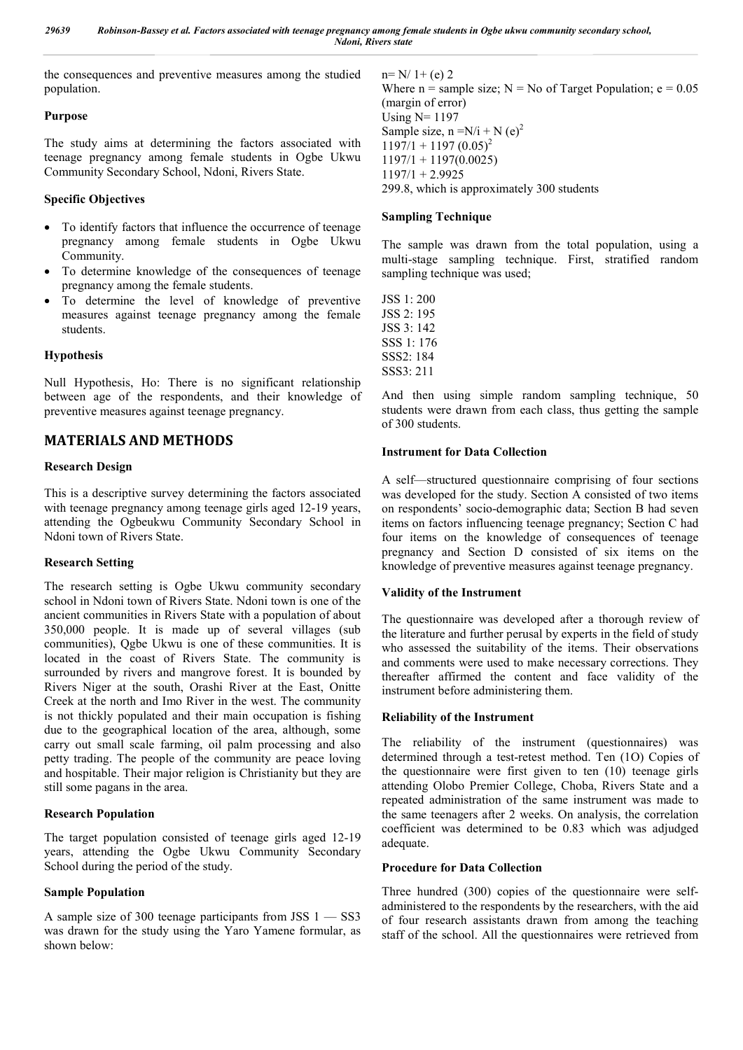the consequences and preventive measures among the studied population.

### Purpose

The study aims at determining the factors associated with teenage pregnancy among female students in Ogbe Ukwu Community Secondary School, Ndoni, Rivers State.

### Specific Objectives

- To identify factors that influence the occurrence of teenage pregnancy among female students in Ogbe Ukwu Community.
- To determine knowledge of the consequences of teenage pregnancy among the female students.
- To determine the level of knowledge of preventive measures against teenage pregnancy among the female students.

### Hypothesis

Null Hypothesis, Ho: There is no significant relationship between age of the respondents, and their knowledge of preventive measures against teenage pregnancy.

## MATERIALS AND METHODS

### Research Design

This is a descriptive survey determining the factors associated with teenage pregnancy among teenage girls aged 12-19 years, attending the Ogbeukwu Community Secondary School in Ndoni town of Rivers State.

### Research Setting

The research setting is Ogbe Ukwu community secondary school in Ndoni town of Rivers State. Ndoni town is one of the ancient communities in Rivers State with a population of about 350,000 people. It is made up of several villages (sub communities), Qgbe Ukwu is one of these communities. It is located in the coast of Rivers State. The community is surrounded by rivers and mangrove forest. It is bounded by Rivers Niger at the south, Orashi River at the East, Onitte Creek at the north and Imo River in the west. The community is not thickly populated and their main occupation is fishing due to the geographical location of the area, although, some carry out small scale farming, oil palm processing and also petty trading. The people of the community are peace loving and hospitable. Their major religion is Christianity but they are still some pagans in the area.

### Research Population

The target population consisted of teenage girls aged 12-19 years, attending the Ogbe Ukwu Community Secondary School during the period of the study.

### Sample Population

A sample size of 300 teenage participants from JSS 1 — SS3 was drawn for the study using the Yaro Yamene formular, as shown below:

$n= N/ 1+ (e) 2$

Where n = sample size; N = No of Target Population; e = 0.05 (margin of error)

Using N= 1197

Sample size, $n =N/i + N (e)^2$

$1197/1 + 1197 (0.05)^2$

$1197/1 + 1197(0.0025)$

$1197/1 + 2.9925$

299.8, which is approximately 300 students

### Sampling Technique

The sample was drawn from the total population, using a multi-stage sampling technique. First, stratified random sampling technique was used;

JSS 1: 200
JSS 2: 195
JSS 3: 142
SSS 1: 176
SSS2: 184
SSS3: 211

And then using simple random sampling technique, 50 students were drawn from each class, thus getting the sample of 300 students.

### Instrument for Data Collection

A self—structured questionnaire comprising of four sections was developed for the study. Section A consisted of two items on respondents' socio-demographic data; Section B had seven items on factors influencing teenage pregnancy; Section C had four items on the knowledge of consequences of teenage pregnancy and Section D consisted of six items on the knowledge of preventive measures against teenage pregnancy.

### Validity of the Instrument

The questionnaire was developed after a thorough review of the literature and further perusal by experts in the field of study who assessed the suitability of the items. Their observations and comments were used to make necessary corrections. They thereafter affirmed the content and face validity of the instrument before administering them.

### Reliability of the Instrument

The reliability of the instrument (questionnaires) was determined through a test-retest method. Ten (1O) Copies of the questionnaire were first given to ten (10) teenage girls attending Olobo Premier College, Choba, Rivers State and a repeated administration of the same instrument was made to the same teenagers after 2 weeks. On analysis, the correlation coefficient was determined to be 0.83 which was adjudged adequate.

### Procedure for Data Collection

Three hundred (300) copies of the questionnaire were self-administered to the respondents by the researchers, with the aid of four research assistants drawn from among the teaching staff of the school. All the questionnaires were retrieved from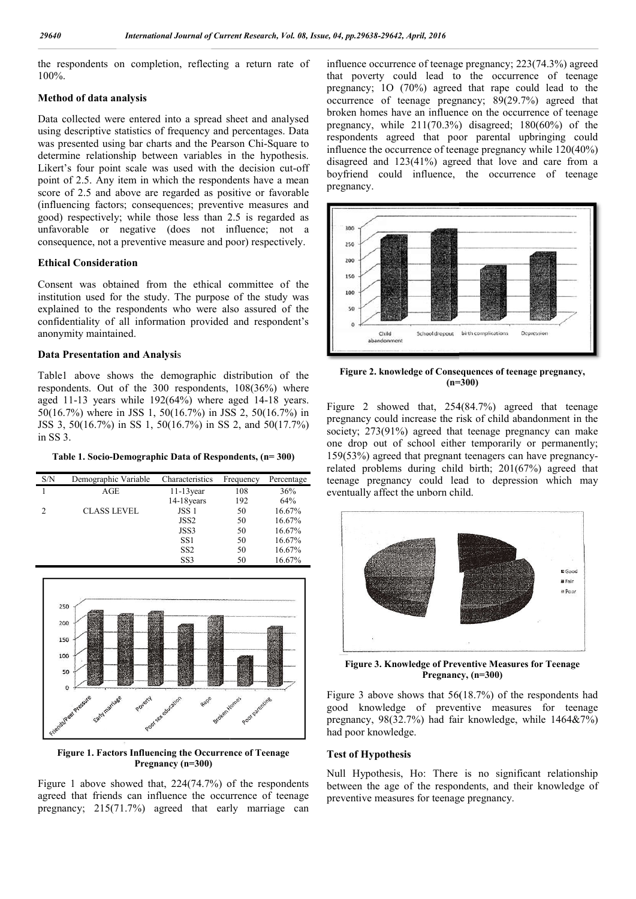the respondents on completion, reflecting a return rate of 100%.

### Method of data analysis

Data collected were entered into a spread sheet and analysed using descriptive statistics of frequency and percentages. Data was presented using bar charts and the Pearson Chi-Square to determine relationship between variables in the hypothesis. Likert's four point scale was used with the decision cut-off point of 2.5. Any item in which the respondents have a mean score of 2.5 and above are regarded as positive or favorable (influencing factors; consequences; preventive measures and good) respectively; while those less than 2.5 is regarded as unfavorable or negative (does not influence; not a consequence, not a preventive measure and poor) respectively.

### Ethical Consideration

Consent was obtained from the ethical committee of the institution used for the study. The purpose of the study was explained to the respondents who were also assured of the confidentiality of all information provided and respondent's anonymity maintained.

### Data Presentation and Analysis

Table1 above shows the demographic distribution of the respondents. Out of the 300 respondents, 108(36%) where aged 11-13 years while 192(64%) where aged 14-18 years. 50(16.7%) where in JSS 1, 50(16.7%) in JSS 2, 50(16.7%) in JSS 3, 50(16.7%) in SS 1, 50(16.7%) in SS 2, and 50(17.7%) in SS 3.

**Table 1. Socio-Demographic Data of Respondents, (n= 300)**

| S/N | Demographic Variable | Characteristics | Frequency | Percentage |
|---|---|---|---|---|
| 1 | AGE | 11-13year | 108 | 36% |
| | | 14-18years | 192 | 64% |
| 2 | CLASS LEVEL | JSS 1 | 50 | 16.67% |
| | | JSS2 | 50 | 16.67% |
| | | JSS3 | 50 | 16.67% |
| | | SS1 | 50 | 16.67% |
| | | SS2 | 50 | 16.67% |
| | | SS3 | 50 | 16.67% |

**Figure 1. Factors Influencing the Occurrence of Teenage Pregnancy (n=300)**

Figure 1 above showed that, 224(74.7%) of the respondents agreed that friends can influence the occurrence of teenage pregnancy; 215(71.7%) agreed that early marriage can influence occurrence of teenage pregnancy; 223(74.3%) agreed that poverty could lead to the occurrence of teenage pregnancy; 1O (70%) agreed that rape could lead to the occurrence of teenage pregnancy; 89(29.7%) agreed that broken homes have an influence on the occurrence of teenage pregnancy, while 211(70.3%) disagreed; 180(60%) of the respondents agreed that poor parental upbringing could influence the occurrence of teenage pregnancy while 120(40%) disagreed and 123(41%) agreed that love and care from a boyfriend could influence, the occurrence of teenage pregnancy.

**Figure 2. knowledge of Consequences of teenage pregnancy, (n=300)**

Figure 2 showed that, 254(84.7%) agreed that teenage pregnancy could increase the risk of child abandonment in the society; 273(91%) agreed that teenage pregnancy can make one drop out of school either temporarily or permanently; 159(53%) agreed that pregnant teenagers can have pregnancy-related problems during child birth; 201(67%) agreed that teenage pregnancy could lead to depression which may eventually affect the unborn child.

**Figure 3. Knowledge of Preventive Measures for Teenage Pregnancy, (n=300)**

Figure 3 above shows that 56(18.7%) of the respondents had good knowledge of preventive measures for teenage pregnancy, 98(32.7%) had fair knowledge, while 1464&7%) had poor knowledge.

### Test of Hypothesis

Null Hypothesis, Ho: There is no significant relationship between the age of the respondents, and their knowledge of preventive measures for teenage pregnancy.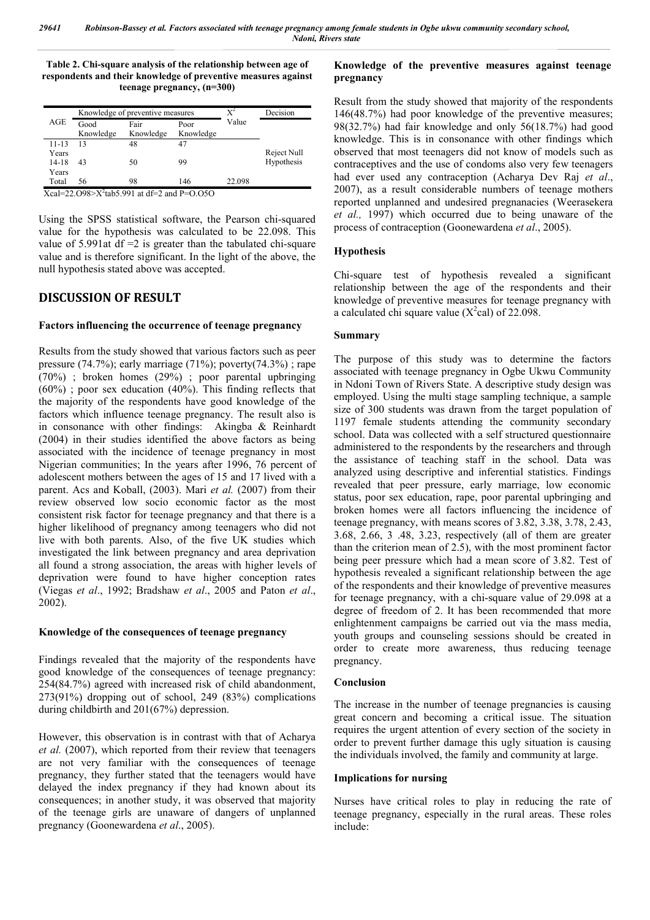**Table 2. Chi-square analysis of the relationship between age of respondents and their knowledge of preventive measures against teenage pregnancy, (n=300)**

| AGE | Knowledge of preventive measures | | | $X^2$ Value | Decision |
|---|---|---|---|---|---|
| | Good Knowledge | Fair Knowledge | Poor Knowledge | | |
| 11-13 Years | 13 | 48 | 47 | | Reject Null Hypothesis |
| 14-18 Years | 43 | 50 | 99 | | |
| Total | 56 | 98 | 146 | 22.098 | |

Xcal=22.O98>$X^2$tab5.991 at df=2 and P=O.O5O

Using the SPSS statistical software, the Pearson chi-squared value for the hypothesis was calculated to be 22.098. This value of 5.991at df =2 is greater than the tabulated chi-square value and is therefore significant. In the light of the above, the null hypothesis stated above was accepted.

## DISCUSSION OF RESULT

### Factors influencing the occurrence of teenage pregnancy

Results from the study showed that various factors such as peer pressure (74.7%); early marriage (71%); poverty(74.3%) ; rape (70%) ; broken homes (29%) ; poor parental upbringing (60%) ; poor sex education (40%). This finding reflects that the majority of the respondents have good knowledge of the factors which influence teenage pregnancy. The result also is in consonance with other findings: Akingba & Reinhardt (2004) in their studies identified the above factors as being associated with the incidence of teenage pregnancy in most Nigerian communities; In the years after 1996, 76 percent of adolescent mothers between the ages of 15 and 17 lived with a parent. Acs and Koball, (2003). Mari *et al.* (2007) from their review observed low socio economic factor as the most consistent risk factor for teenage pregnancy and that there is a higher likelihood of pregnancy among teenagers who did not live with both parents. Also, of the five UK studies which investigated the link between pregnancy and area deprivation all found a strong association, the areas with higher levels of deprivation were found to have higher conception rates (Viegas *et al*., 1992; Bradshaw *et al*., 2005 and Paton *et al*., 2002).

### Knowledge of the consequences of teenage pregnancy

Findings revealed that the majority of the respondents have good knowledge of the consequences of teenage pregnancy: 254(84.7%) agreed with increased risk of child abandonment, 273(91%) dropping out of school, 249 (83%) complications during childbirth and 201(67%) depression.

However, this observation is in contrast with that of Acharya *et al.* (2007), which reported from their review that teenagers are not very familiar with the consequences of teenage pregnancy, they further stated that the teenagers would have delayed the index pregnancy if they had known about its consequences; in another study, it was observed that majority of the teenage girls are unaware of dangers of unplanned pregnancy (Goonewardena *et al*., 2005).

### Knowledge of the preventive measures against teenage pregnancy

Result from the study showed that majority of the respondents 146(48.7%) had poor knowledge of the preventive measures; 98(32.7%) had fair knowledge and only 56(18.7%) had good knowledge. This is in consonance with other findings which observed that most teenagers did not know of models such as contraceptives and the use of condoms also very few teenagers had ever used any contraception (Acharya Dev Raj *et al*., 2007), as a result considerable numbers of teenage mothers reported unplanned and undesired pregnanacies (Weerasekera *et al.,* 1997) which occurred due to being unaware of the process of contraception (Goonewardena *et al*., 2005).

### Hypothesis

Chi-square test of hypothesis revealed a significant relationship between the age of the respondents and their knowledge of preventive measures for teenage pregnancy with a calculated chi square value ($X^2$cal) of 22.098.

### Summary

The purpose of this study was to determine the factors associated with teenage pregnancy in Ogbe Ukwu Community in Ndoni Town of Rivers State. A descriptive study design was employed. Using the multi stage sampling technique, a sample size of 300 students was drawn from the target population of 1197 female students attending the community secondary school. Data was collected with a self structured questionnaire administered to the respondents by the researchers and through the assistance of teaching staff in the school. Data was analyzed using descriptive and inferential statistics. Findings revealed that peer pressure, early marriage, low economic status, poor sex education, rape, poor parental upbringing and broken homes were all factors influencing the incidence of teenage pregnancy, with means scores of 3.82, 3.38, 3.78, 2.43, 3.68, 2.66, 3 .48, 3.23, respectively (all of them are greater than the criterion mean of 2.5), with the most prominent factor being peer pressure which had a mean score of 3.82. Test of hypothesis revealed a significant relationship between the age of the respondents and their knowledge of preventive measures for teenage pregnancy, with a chi-square value of 29.098 at a degree of freedom of 2. It has been recommended that more enlightenment campaigns be carried out via the mass media, youth groups and counseling sessions should be created in order to create more awareness, thus reducing teenage pregnancy.

### Conclusion

The increase in the number of teenage pregnancies is causing great concern and becoming a critical issue. The situation requires the urgent attention of every section of the society in order to prevent further damage this ugly situation is causing the individuals involved, the family and community at large.

### Implications for nursing

Nurses have critical roles to play in reducing the rate of teenage pregnancy, especially in the rural areas. These roles include: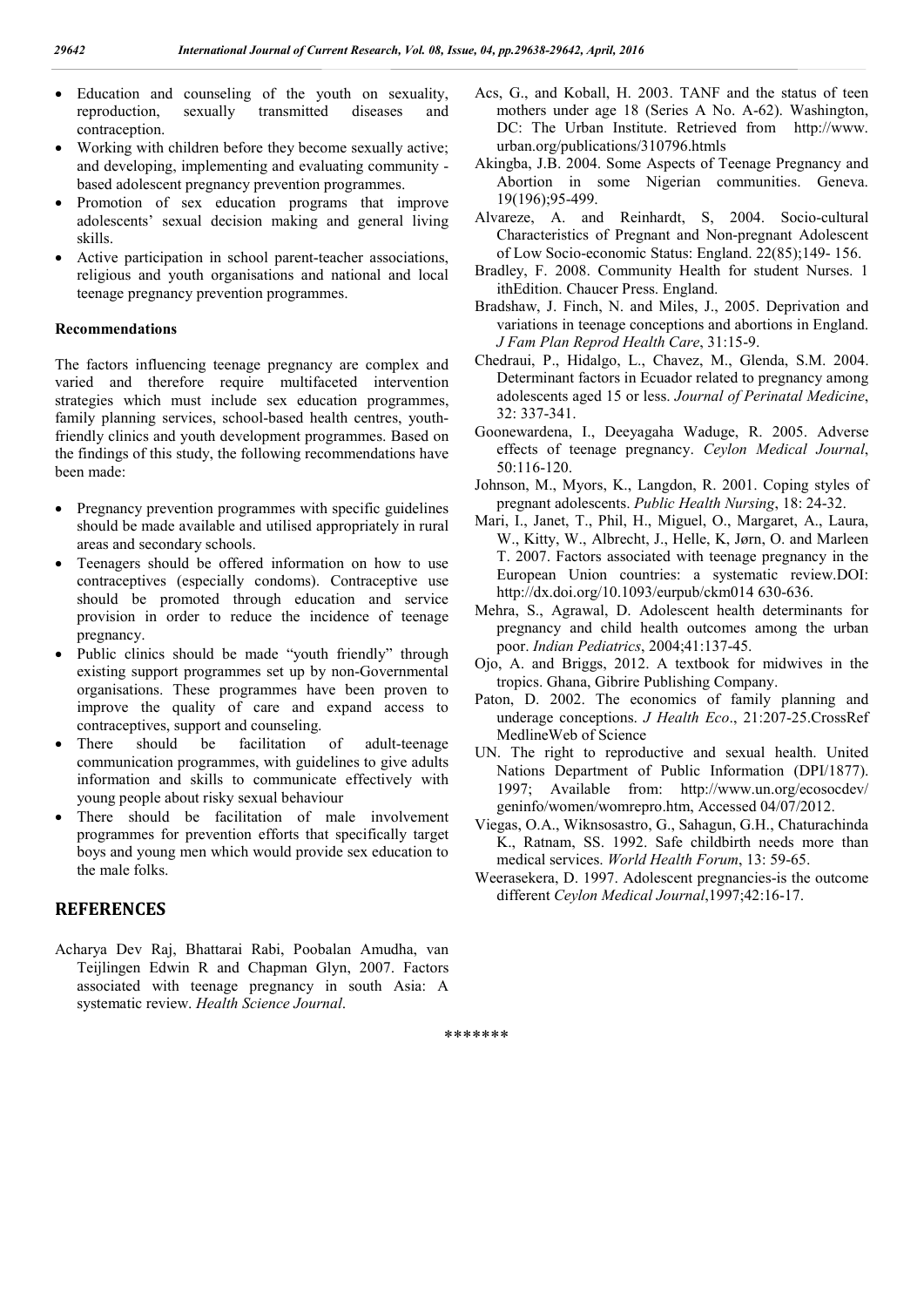- Education and counseling of the youth on sexuality, reproduction, sexually transmitted diseases and contraception.
- Working with children before they become sexually active; and developing, implementing and evaluating community - based adolescent pregnancy prevention programmes.
- Promotion of sex education programs that improve adolescents' sexual decision making and general living skills.
- Active participation in school parent-teacher associations, religious and youth organisations and national and local teenage pregnancy prevention programmes.

**Recommendations**

The factors influencing teenage pregnancy are complex and varied and therefore require multifaceted intervention strategies which must include sex education programmes, family planning services, school-based health centres, youth-friendly clinics and youth development programmes. Based on the findings of this study, the following recommendations have been made:

- Pregnancy prevention programmes with specific guidelines should be made available and utilised appropriately in rural areas and secondary schools.
- Teenagers should be offered information on how to use contraceptives (especially condoms). Contraceptive use should be promoted through education and service provision in order to reduce the incidence of teenage pregnancy.
- Public clinics should be made "youth friendly" through existing support programmes set up by non-Governmental organisations. These programmes have been proven to improve the quality of care and expand access to contraceptives, support and counseling.
- There should be facilitation of adult-teenage communication programmes, with guidelines to give adults information and skills to communicate effectively with young people about risky sexual behaviour
- There should be facilitation of male involvement programmes for prevention efforts that specifically target boys and young men which would provide sex education to the male folks.

## REFERENCES

Acharya Dev Raj, Bhattarai Rabi, Poobalan Amudha, van Teijlingen Edwin R and Chapman Glyn, 2007. Factors associated with teenage pregnancy in south Asia: A systematic review. *Health Science Journal*.

Acs, G., and Koball, H. 2003. TANF and the status of teen mothers under age 18 (Series A No. A-62). Washington, DC: The Urban Institute. Retrieved from http://www.urban.org/publications/310796.htmls

Akingba, J.B. 2004. Some Aspects of Teenage Pregnancy and Abortion in some Nigerian communities. Geneva. 19(196);95-499.

Alvareze, A. and Reinhardt, S, 2004. Socio-cultural Characteristics of Pregnant and Non-pregnant Adolescent of Low Socio-economic Status: England. 22(85);149- 156.

Bradley, F. 2008. Community Health for student Nurses. 1 ithEdition. Chaucer Press. England.

Bradshaw, J. Finch, N. and Miles, J., 2005. Deprivation and variations in teenage conceptions and abortions in England. *J Fam Plan Reprod Health Care*, 31:15-9.

Chedraui, P., Hidalgo, L., Chavez, M., Glenda, S.M. 2004. Determinant factors in Ecuador related to pregnancy among adolescents aged 15 or less. *Journal of Perinatal Medicine*, 32: 337-341.

Goonewardena, I., Deeyagaha Waduge, R. 2005. Adverse effects of teenage pregnancy. *Ceylon Medical Journal*, 50:116-120.

Johnson, M., Myors, K., Langdon, R. 2001. Coping styles of pregnant adolescents. *Public Health Nursing*, 18: 24-32.

Mari, I., Janet, T., Phil, H., Miguel, O., Margaret, A., Laura, W., Kitty, W., Albrecht, J., Helle, K, Jørn, O. and Marleen T. 2007. Factors associated with teenage pregnancy in the European Union countries: a systematic review.DOI: http://dx.doi.org/10.1093/eurpub/ckm014 630-636.

Mehra, S., Agrawal, D. Adolescent health determinants for pregnancy and child health outcomes among the urban poor. *Indian Pediatrics*, 2004;41:137-45.

Ojo, A. and Briggs, 2012. A textbook for midwives in the tropics. Ghana, Gibrire Publishing Company.

Paton, D. 2002. The economics of family planning and underage conceptions. *J Health Eco*., 21:207-25.CrossRef MedlineWeb of Science

UN. The right to reproductive and sexual health. United Nations Department of Public Information (DPI/1877). 1997; Available from: http://www.un.org/ecosocdev/geninfo/women/womrepro.htm, Accessed 04/07/2012.

Viegas, O.A., Wiknsosastro, G., Sahagun, G.H., Chaturachinda K., Ratnam, SS. 1992. Safe childbirth needs more than medical services. *World Health Forum*, 13: 59-65.

Weerasekera, D. 1997. Adolescent pregnancies-is the outcome different *Ceylon Medical Journal*,1997;42:16-17.

\*\*\*\*\*\*\*